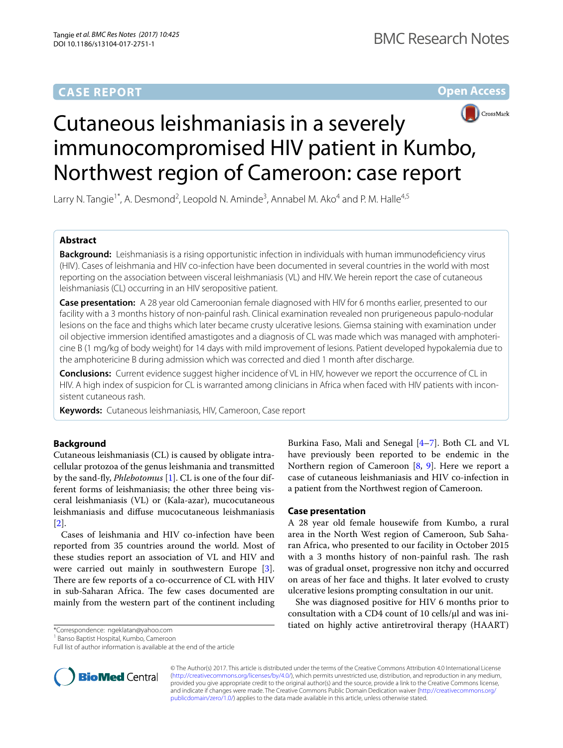CASE REPORT

Open Access

# Cutaneous leishmaniasis in a severely immunocompromised HIV patient in Kumbo, Northwest region of Cameroon: case report

Larry N. Tangie[1*], A. Desmond[2], Leopold N. Aminde[3], Annabel M. Ako[4] and P. M. Halle[4,5]

## Abstract

**Background:** Leishmaniasis is a rising opportunistic infection in individuals with human immunodeficiency virus (HIV). Cases of leishmania and HIV co-infection have been documented in several countries in the world with most reporting on the association between visceral leishmaniasis (VL) and HIV. We herein report the case of cutaneous leishmaniasis (CL) occurring in an HIV seropositive patient.

**Case presentation:** A 28 year old Cameroonian female diagnosed with HIV for 6 months earlier, presented to our facility with a 3 months history of non-painful rash. Clinical examination revealed non prurigeneous papulo-nodular lesions on the face and thighs which later became crusty ulcerative lesions. Giemsa staining with examination under oil objective immersion identified amastigotes and a diagnosis of CL was made which was managed with amphotericine B (1 mg/kg of body weight) for 14 days with mild improvement of lesions. Patient developed hypokalemia due to the amphotericine B during admission which was corrected and died 1 month after discharge.

**Conclusions:** Current evidence suggest higher incidence of VL in HIV, however we report the occurrence of CL in HIV. A high index of suspicion for CL is warranted among clinicians in Africa when faced with HIV patients with inconsistent cutaneous rash.

**Keywords:** Cutaneous leishmaniasis, HIV, Cameroon, Case report

## Background

Cutaneous leishmaniasis (CL) is caused by obligate intracellular protozoa of the genus leishmania and transmitted by the sand-fly, *Phlebotomus* [1]. CL is one of the four different forms of leishmaniasis; the other three being visceral leishmaniasis (VL) or (Kala-azar), mucocutaneous leishmaniasis and diffuse mucocutaneous leishmaniasis [2].

Cases of leishmania and HIV co-infection have been reported from 35 countries around the world. Most of these studies report an association of VL and HIV and were carried out mainly in southwestern Europe [3]. There are few reports of a co-occurrence of CL with HIV in sub-Saharan Africa. The few cases documented are mainly from the western part of the continent including Burkina Faso, Mali and Senegal [4–7]. Both CL and VL have previously been reported to be endemic in the Northern region of Cameroon [8, 9]. Here we report a case of cutaneous leishmaniasis and HIV co-infection in a patient from the Northwest region of Cameroon.

## Case presentation

A 28 year old female housewife from Kumbo, a rural area in the North West region of Cameroon, Sub Saharan Africa, who presented to our facility in October 2015 with a 3 months history of non-painful rash. The rash was of gradual onset, progressive non itchy and occurred on areas of her face and thighs. It later evolved to crusty ulcerative lesions prompting consultation in our unit.

She was diagnosed positive for HIV 6 months prior to consultation with a CD4 count of 10 cells/µl and was initiated on highly active antiretroviral therapy (HAART)

*Correspondence: ngeklatan@yahoo.com
[1] Banso Baptist Hospital, Kumbo, Cameroon
Full list of author information is available at the end of the article

© The Author(s) 2017. This article is distributed under the terms of the Creative Commons Attribution 4.0 International License (http://creativecommons.org/licenses/by/4.0/), which permits unrestricted use, distribution, and reproduction in any medium, provided you give appropriate credit to the original author(s) and the source, provide a link to the Creative Commons license, and indicate if changes were made. The Creative Commons Public Domain Dedication waiver (http://creativecommons.org/publicdomain/zero/1.0/) applies to the data made available in this article, unless otherwise stated.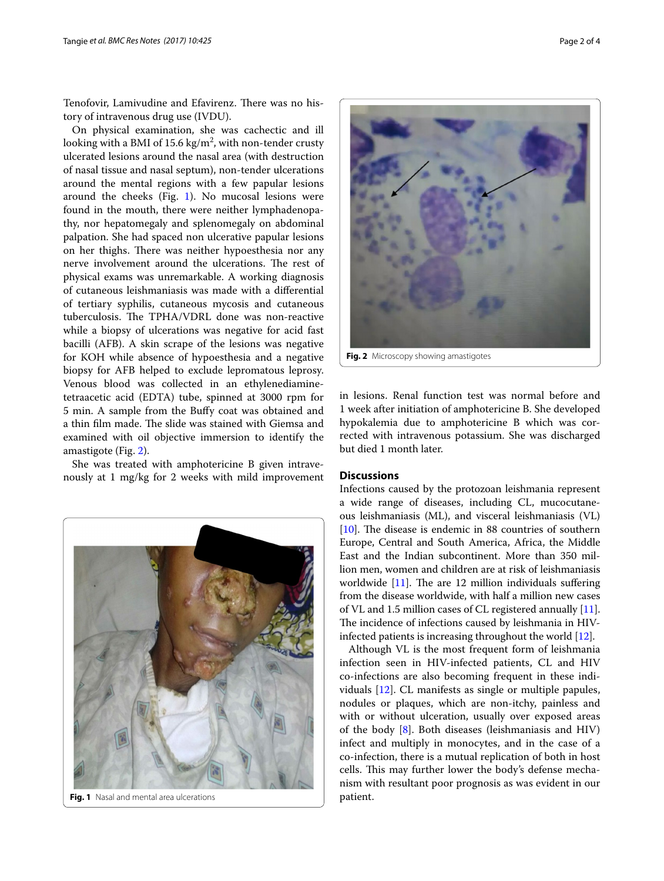Tenofovir, Lamivudine and Efavirenz. There was no history of intravenous drug use (IVDU).

On physical examination, she was cachectic and ill looking with a BMI of 15.6 $kg/m^2$, with non-tender crusty ulcerated lesions around the nasal area (with destruction of nasal tissue and nasal septum), non-tender ulcerations around the mental regions with a few papular lesions around the cheeks (Fig. 1). No mucosal lesions were found in the mouth, there were neither lymphadenopathy, nor hepatomegaly and splenomegaly on abdominal palpation. She had spaced non ulcerative papular lesions on her thighs. There was neither hypoesthesia nor any nerve involvement around the ulcerations. The rest of physical exams was unremarkable. A working diagnosis of cutaneous leishmaniasis was made with a differential of tertiary syphilis, cutaneous mycosis and cutaneous tuberculosis. The TPHA/VDRL done was non-reactive while a biopsy of ulcerations was negative for acid fast bacilli (AFB). A skin scrape of the lesions was negative for KOH while absence of hypoesthesia and a negative biopsy for AFB helped to exclude lepromatous leprosy. Venous blood was collected in an ethylenediaminetetraacetic acid (EDTA) tube, spinned at 3000 rpm for 5 min. A sample from the Buffy coat was obtained and a thin film made. The slide was stained with Giemsa and examined with oil objective immersion to identify the amastigote (Fig. 2).

She was treated with amphotericine B given intravenously at 1 mg/kg for 2 weeks with mild improvement in lesions. Renal function test was normal before and 1 week after initiation of amphotericine B. She developed hypokalemia due to amphotericine B which was corrected with intravenous potassium. She was discharged but died 1 month later.

**Fig. 1** Nasal and mental area ulcerations

**Fig. 2** Microscopy showing amastigotes

## Discussions

Infections caused by the protozoan leishmania represent a wide range of diseases, including CL, mucocutaneous leishmaniasis (ML), and visceral leishmaniasis (VL) [10]. The disease is endemic in 88 countries of southern Europe, Central and South America, Africa, the Middle East and the Indian subcontinent. More than 350 million men, women and children are at risk of leishmaniasis worldwide [11]. The are 12 million individuals suffering from the disease worldwide, with half a million new cases of VL and 1.5 million cases of CL registered annually [11]. The incidence of infections caused by leishmania in HIV-infected patients is increasing throughout the world [12].

Although VL is the most frequent form of leishmania infection seen in HIV-infected patients, CL and HIV co-infections are also becoming frequent in these individuals [12]. CL manifests as single or multiple papules, nodules or plaques, which are non-itchy, painless and with or without ulceration, usually over exposed areas of the body [8]. Both diseases (leishmaniasis and HIV) infect and multiply in monocytes, and in the case of a co-infection, there is a mutual replication of both in host cells. This may further lower the body's defense mechanism with resultant poor prognosis as was evident in our patient.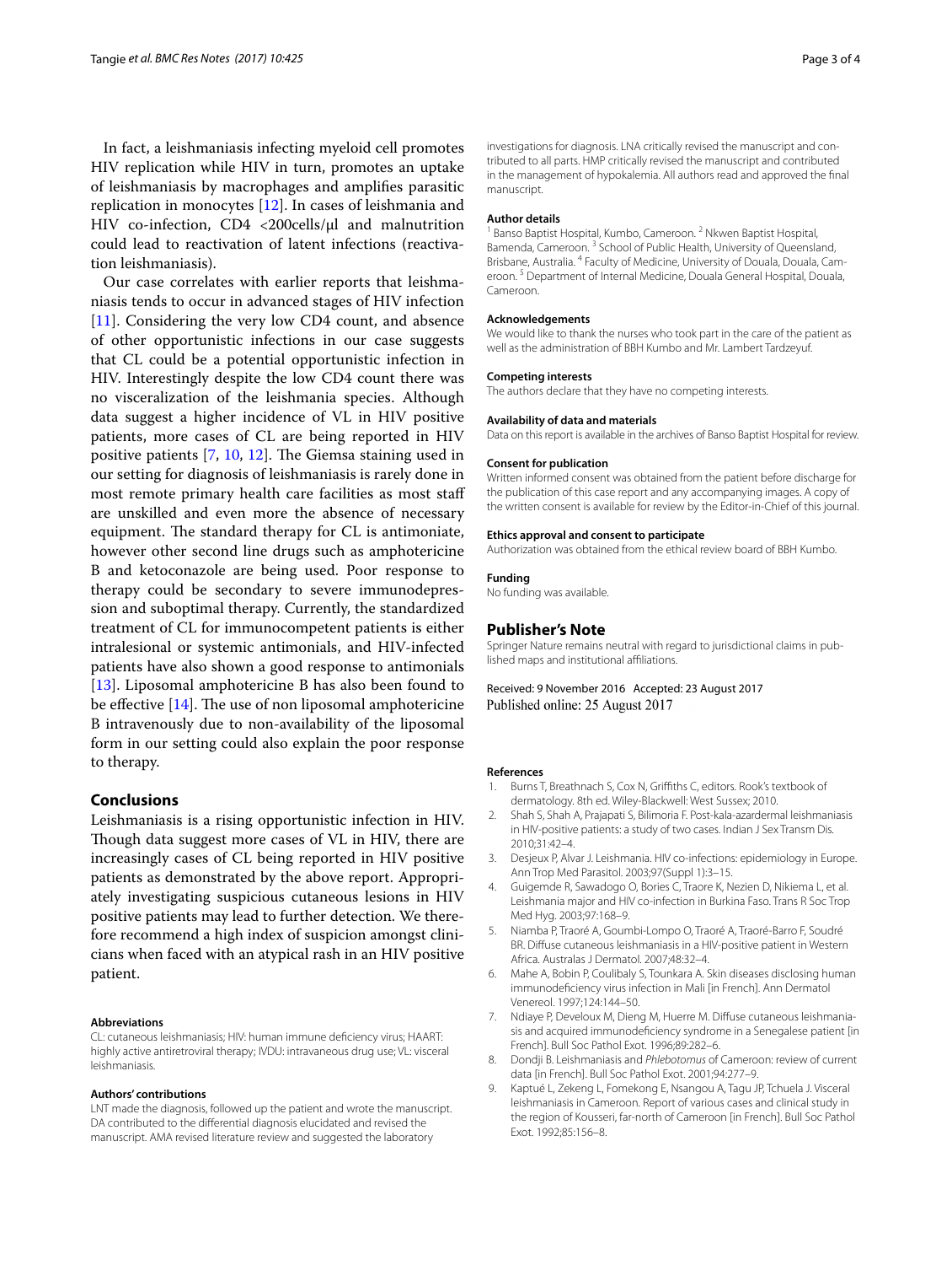In fact, a leishmaniasis infecting myeloid cell promotes HIV replication while HIV in turn, promotes an uptake of leishmaniasis by macrophages and amplifies parasitic replication in monocytes [12]. In cases of leishmania and HIV co-infection, CD4 <200cells/µl and malnutrition could lead to reactivation of latent infections (reactivation leishmaniasis).

Our case correlates with earlier reports that leishmaniasis tends to occur in advanced stages of HIV infection [11]. Considering the very low CD4 count, and absence of other opportunistic infections in our case suggests that CL could be a potential opportunistic infection in HIV. Interestingly despite the low CD4 count there was no visceralization of the leishmania species. Although data suggest a higher incidence of VL in HIV positive patients, more cases of CL are being reported in HIV positive patients [7, 10, 12]. The Giemsa staining used in our setting for diagnosis of leishmaniasis is rarely done in most remote primary health care facilities as most staff are unskilled and even more the absence of necessary equipment. The standard therapy for CL is antimoniate, however other second line drugs such as amphotericine B and ketoconazole are being used. Poor response to therapy could be secondary to severe immunodepression and suboptimal therapy. Currently, the standardized treatment of CL for immunocompetent patients is either intralesional or systemic antimonials, and HIV-infected patients have also shown a good response to antimonials [13]. Liposomal amphotericine B has also been found to be effective [14]. The use of non liposomal amphotericine B intravenously due to non-availability of the liposomal form in our setting could also explain the poor response to therapy.

## Conclusions

Leishmaniasis is a rising opportunistic infection in HIV. Though data suggest more cases of VL in HIV, there are increasingly cases of CL being reported in HIV positive patients as demonstrated by the above report. Appropriately investigating suspicious cutaneous lesions in HIV positive patients may lead to further detection. We therefore recommend a high index of suspicion amongst clinicians when faced with an atypical rash in an HIV positive patient.

#### Abbreviations

CL: cutaneous leishmaniasis; HIV: human immune deficiency virus; HAART: highly active antiretroviral therapy; IVDU: intravaneous drug use; VL: visceral leishmaniasis.

#### Authors' contributions

LNT made the diagnosis, followed up the patient and wrote the manuscript. DA contributed to the differential diagnosis elucidated and revised the manuscript. AMA revised literature review and suggested the laboratory investigations for diagnosis. LNA critically revised the manuscript and contributed to all parts. HMP critically revised the manuscript and contributed in the management of hypokalemia. All authors read and approved the final manuscript.

#### Author details

[1] Banso Baptist Hospital, Kumbo, Cameroon. [2] Nkwen Baptist Hospital, Bamenda, Cameroon. [3] School of Public Health, University of Queensland, Brisbane, Australia. [4] Faculty of Medicine, University of Douala, Douala, Cameroon. [5] Department of Internal Medicine, Douala General Hospital, Douala, Cameroon.

#### Acknowledgements

We would like to thank the nurses who took part in the care of the patient as well as the administration of BBH Kumbo and Mr. Lambert Tardzeyuf.

#### Competing interests

The authors declare that they have no competing interests.

#### Availability of data and materials

Data on this report is available in the archives of Banso Baptist Hospital for review.

#### Consent for publication

Written informed consent was obtained from the patient before discharge for the publication of this case report and any accompanying images. A copy of the written consent is available for review by the Editor-in-Chief of this journal.

#### Ethics approval and consent to participate

Authorization was obtained from the ethical review board of BBH Kumbo.

#### Funding

No funding was available.

### Publisher's Note

Springer Nature remains neutral with regard to jurisdictional claims in published maps and institutional affiliations.

Received: 9 November 2016 Accepted: 23 August 2017
Published online: 25 August 2017

#### References

1. Burns T, Breathnach S, Cox N, Griffiths C, editors. Rook's textbook of dermatology. 8th ed. Wiley-Blackwell: West Sussex; 2010.
2. Shah S, Shah A, Prajapati S, Bilimoria F. Post-kala-azardermal leishmaniasis in HIV-positive patients: a study of two cases. Indian J Sex Transm Dis. 2010;31:42–4.
3. Desjeux P, Alvar J. Leishmania. HIV co-infections: epidemiology in Europe. Ann Trop Med Parasitol. 2003;97(Suppl 1):3–15.
4. Guigemde R, Sawadogo O, Bories C, Traore K, Nezien D, Nikiema L, et al. Leishmania major and HIV co-infection in Burkina Faso. Trans R Soc Trop Med Hyg. 2003;97:168–9.
5. Niamba P, Traoré A, Goumbi-Lompo O, Traoré A, Traoré-Barro F, Soudré BR. Diffuse cutaneous leishmaniasis in a HIV-positive patient in Western Africa. Australas J Dermatol. 2007;48:32–4.
6. Mahe A, Bobin P, Coulibaly S, Tounkara A. Skin diseases disclosing human immunodeficiency virus infection in Mali [in French]. Ann Dermatol Venereol. 1997;124:144–50.
7. Ndiaye P, Develoux M, Dieng M, Huerre M. Diffuse cutaneous leishmaniasis and acquired immunodeficiency syndrome in a Senegalese patient [in French]. Bull Soc Pathol Exot. 1996;89:282–6.
8. Dondji B. Leishmaniasis and *Phlebotomus* of Cameroon: review of current data [in French]. Bull Soc Pathol Exot. 2001;94:277–9.
9. Kaptué L, Zekeng L, Fomekong E, Nsangou A, Tagu JP, Tchuela J. Visceral leishmaniasis in Cameroon. Report of various cases and clinical study in the region of Kousseri, far-north of Cameroon [in French]. Bull Soc Pathol Exot. 1992;85:156–8.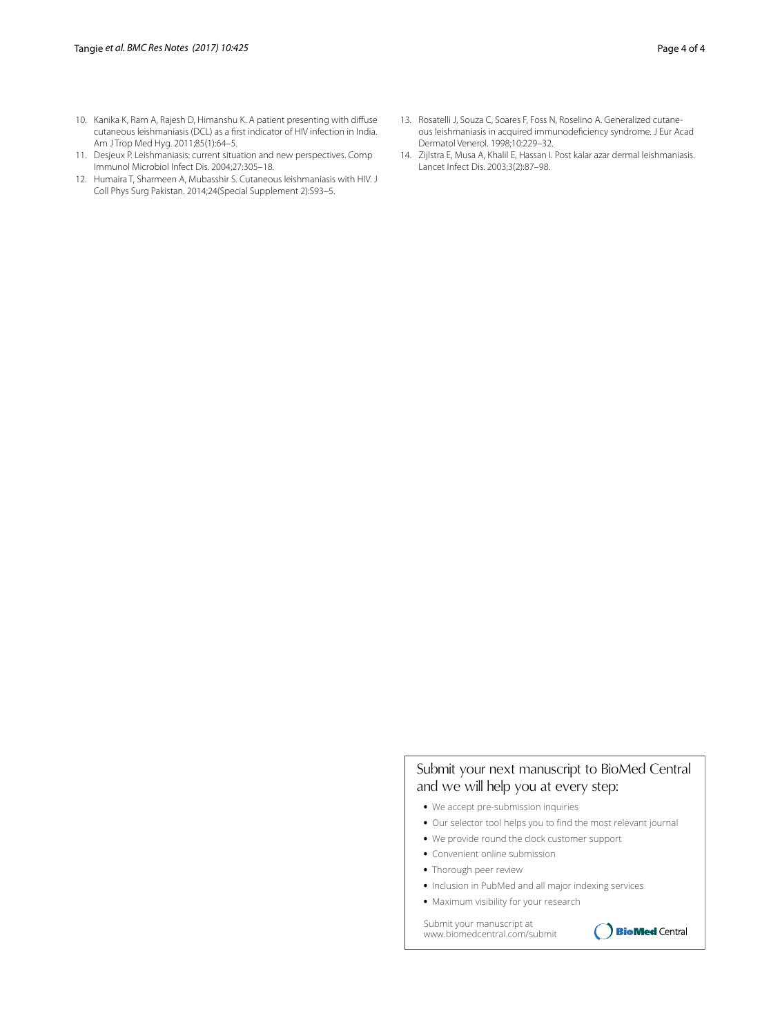10. Kanika K, Ram A, Rajesh D, Himanshu K. A patient presenting with diffuse cutaneous leishmaniasis (DCL) as a first indicator of HIV infection in India. Am J Trop Med Hyg. 2011;85(1):64–5.
11. Desjeux P. Leishmaniasis: current situation and new perspectives. Comp Immunol Microbiol Infect Dis. 2004;27:305–18.
12. Humaira T, Sharmeen A, Mubasshir S. Cutaneous leishmaniasis with HIV. J Coll Phys Surg Pakistan. 2014;24(Special Supplement 2):S93–5.
13. Rosatelli J, Souza C, Soares F, Foss N, Roselino A. Generalized cutaneous leishmaniasis in acquired immunodeficiency syndrome. J Eur Acad Dermatol Venerol. 1998;10:229–32.
14. Zijlstra E, Musa A, Khalil E, Hassan I. Post kalar azar dermal leishmaniasis. Lancet Infect Dis. 2003;3(2):87–98.

Submit your next manuscript to BioMed Central and we will help you at every step:

- We accept pre-submission inquiries
- Our selector tool helps you to find the most relevant journal
- We provide round the clock customer support
- Convenient online submission
- Thorough peer review
- Inclusion in PubMed and all major indexing services
- Maximum visibility for your research

Submit your manuscript at www.biomedcentral.com/submit

BioMed Central